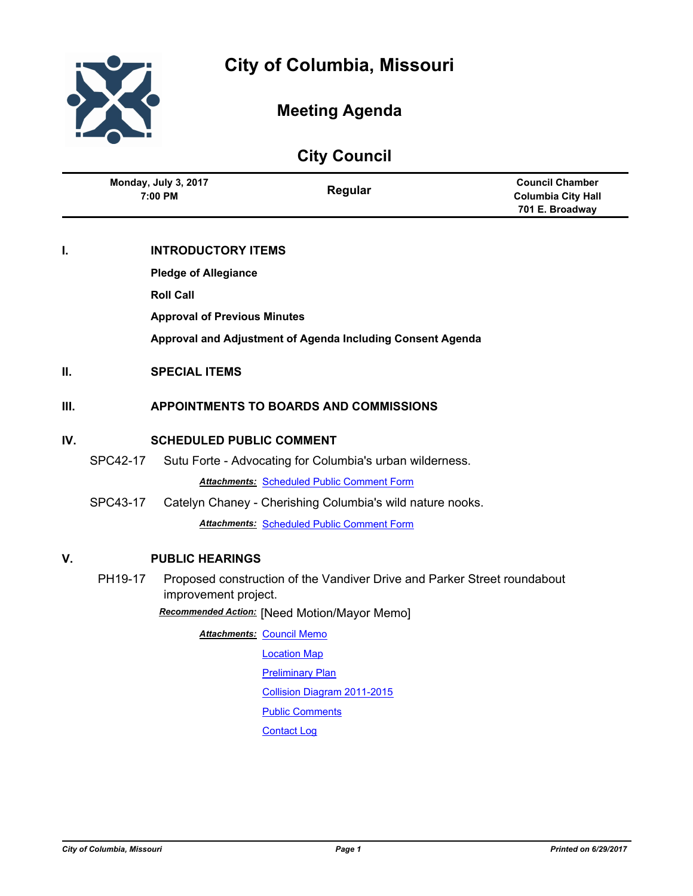# City of Columbia, Missouri

## Meeting Agenda

## City Council

| Monday, July 3, 2017 7:00 PM | Regular | Council Chamber Columbia City Hall 701 E. Broadway |
|---|---|---|

**I. INTRODUCTORY ITEMS**

**Pledge of Allegiance**

**Roll Call**

**Approval of Previous Minutes**

**Approval and Adjustment of Agenda Including Consent Agenda**

**II. SPECIAL ITEMS**

**III. APPOINTMENTS TO BOARDS AND COMMISSIONS**

**IV. SCHEDULED PUBLIC COMMENT**

SPC42-17 Sutu Forte - Advocating for Columbia's urban wilderness.

***Attachments:*** Scheduled Public Comment Form

SPC43-17 Catelyn Chaney - Cherishing Columbia's wild nature nooks.

***Attachments:*** Scheduled Public Comment Form

**V. PUBLIC HEARINGS**

PH19-17 Proposed construction of the Vandiver Drive and Parker Street roundabout improvement project.

***Recommended Action:*** [Need Motion/Mayor Memo]

***Attachments:*** Council Memo

Location Map

Preliminary Plan

Collision Diagram 2011-2015

Public Comments

Contact Log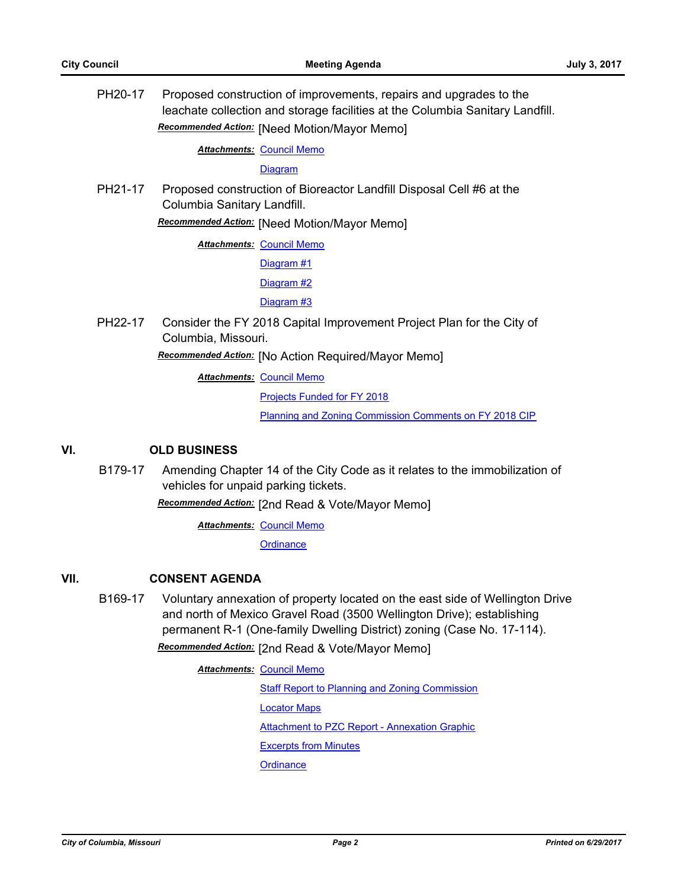PH20-17 Proposed construction of improvements, repairs and upgrades to the leachate collection and storage facilities at the Columbia Sanitary Landfill.

***Recommended Action:*** [Need Motion/Mayor Memo]

***Attachments:*** Council Memo
Diagram

PH21-17 Proposed construction of Bioreactor Landfill Disposal Cell #6 at the Columbia Sanitary Landfill.

***Recommended Action:*** [Need Motion/Mayor Memo]

***Attachments:*** Council Memo
Diagram #1
Diagram #2
Diagram #3

PH22-17 Consider the FY 2018 Capital Improvement Project Plan for the City of Columbia, Missouri.

***Recommended Action:*** [No Action Required/Mayor Memo]

***Attachments:*** Council Memo
Projects Funded for FY 2018
Planning and Zoning Commission Comments on FY 2018 CIP

## VI. OLD BUSINESS

B179-17 Amending Chapter 14 of the City Code as it relates to the immobilization of vehicles for unpaid parking tickets.

***Recommended Action:*** [2nd Read & Vote/Mayor Memo]

***Attachments:*** Council Memo
Ordinance

## VII. CONSENT AGENDA

B169-17 Voluntary annexation of property located on the east side of Wellington Drive and north of Mexico Gravel Road (3500 Wellington Drive); establishing permanent R-1 (One-family Dwelling District) zoning (Case No. 17-114).

***Recommended Action:*** [2nd Read & Vote/Mayor Memo]

***Attachments:*** Council Memo
Staff Report to Planning and Zoning Commission
Locator Maps
Attachment to PZC Report - Annexation Graphic
Excerpts from Minutes
Ordinance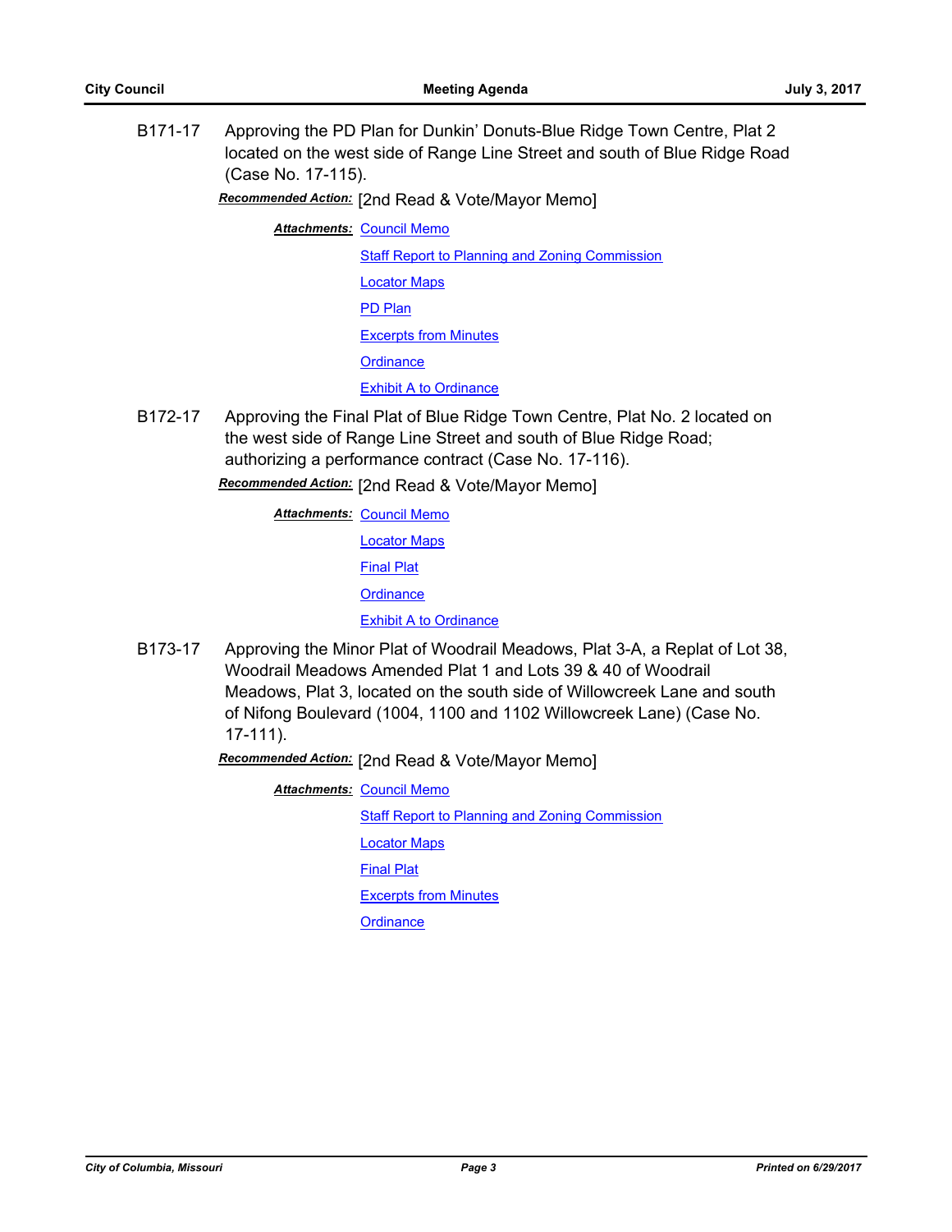**B171-17** Approving the PD Plan for Dunkin' Donuts-Blue Ridge Town Centre, Plat 2 located on the west side of Range Line Street and south of Blue Ridge Road (Case No. 17-115).

***Recommended Action:*** [2nd Read & Vote/Mayor Memo]

***Attachments:*** Council Memo
Staff Report to Planning and Zoning Commission
Locator Maps
PD Plan
Excerpts from Minutes
Ordinance
Exhibit A to Ordinance

**B172-17** Approving the Final Plat of Blue Ridge Town Centre, Plat No. 2 located on the west side of Range Line Street and south of Blue Ridge Road; authorizing a performance contract (Case No. 17-116).

***Recommended Action:*** [2nd Read & Vote/Mayor Memo]

***Attachments:*** Council Memo
Locator Maps
Final Plat
Ordinance
Exhibit A to Ordinance

**B173-17** Approving the Minor Plat of Woodrail Meadows, Plat 3-A, a Replat of Lot 38, Woodrail Meadows Amended Plat 1 and Lots 39 & 40 of Woodrail Meadows, Plat 3, located on the south side of Willowcreek Lane and south of Nifong Boulevard (1004, 1100 and 1102 Willowcreek Lane) (Case No. 17-111).

***Recommended Action:*** [2nd Read & Vote/Mayor Memo]

***Attachments:*** Council Memo
Staff Report to Planning and Zoning Commission
Locator Maps
Final Plat
Excerpts from Minutes
Ordinance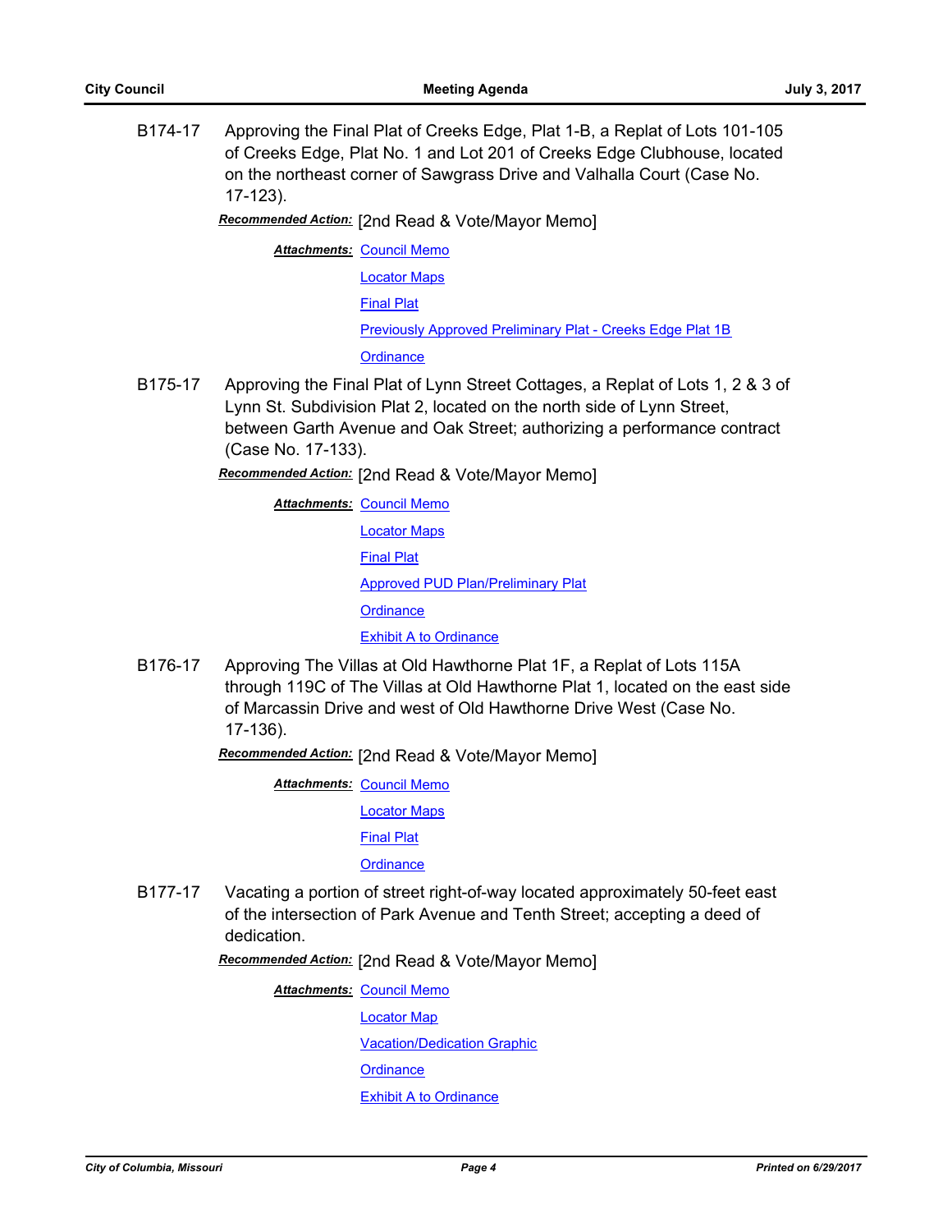**B174-17** Approving the Final Plat of Creeks Edge, Plat 1-B, a Replat of Lots 101-105 of Creeks Edge, Plat No. 1 and Lot 201 of Creeks Edge Clubhouse, located on the northeast corner of Sawgrass Drive and Valhalla Court (Case No. 17-123).

***Recommended Action:*** [2nd Read & Vote/Mayor Memo]

***Attachments:*** Council Memo
Locator Maps
Final Plat
Previously Approved Preliminary Plat - Creeks Edge Plat 1B
Ordinance

**B175-17** Approving the Final Plat of Lynn Street Cottages, a Replat of Lots 1, 2 & 3 of Lynn St. Subdivision Plat 2, located on the north side of Lynn Street, between Garth Avenue and Oak Street; authorizing a performance contract (Case No. 17-133).

***Recommended Action:*** [2nd Read & Vote/Mayor Memo]

***Attachments:*** Council Memo
Locator Maps
Final Plat
Approved PUD Plan/Preliminary Plat
Ordinance
Exhibit A to Ordinance

**B176-17** Approving The Villas at Old Hawthorne Plat 1F, a Replat of Lots 115A through 119C of The Villas at Old Hawthorne Plat 1, located on the east side of Marcassin Drive and west of Old Hawthorne Drive West (Case No. 17-136).

***Recommended Action:*** [2nd Read & Vote/Mayor Memo]

***Attachments:*** Council Memo
Locator Maps
Final Plat
Ordinance

**B177-17** Vacating a portion of street right-of-way located approximately 50-feet east of the intersection of Park Avenue and Tenth Street; accepting a deed of dedication.

***Recommended Action:*** [2nd Read & Vote/Mayor Memo]

***Attachments:*** Council Memo
Locator Map
Vacation/Dedication Graphic
Ordinance
Exhibit A to Ordinance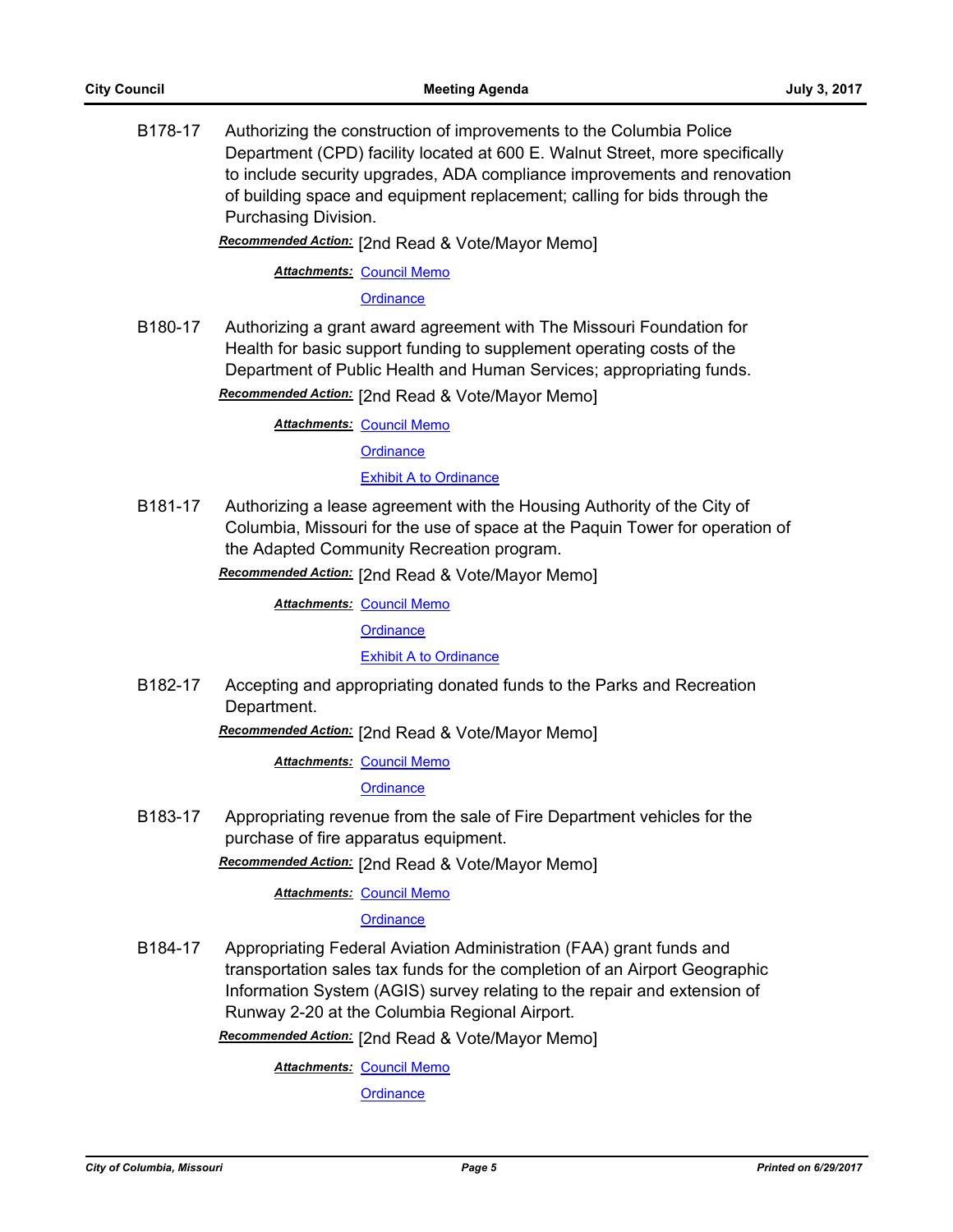B178-17 Authorizing the construction of improvements to the Columbia Police Department (CPD) facility located at 600 E. Walnut Street, more specifically to include security upgrades, ADA compliance improvements and renovation of building space and equipment replacement; calling for bids through the Purchasing Division.

***Recommended Action:*** [2nd Read & Vote/Mayor Memo]

***Attachments:*** Council Memo
Ordinance

B180-17 Authorizing a grant award agreement with The Missouri Foundation for Health for basic support funding to supplement operating costs of the Department of Public Health and Human Services; appropriating funds.

***Recommended Action:*** [2nd Read & Vote/Mayor Memo]

***Attachments:*** Council Memo
Ordinance
Exhibit A to Ordinance

B181-17 Authorizing a lease agreement with the Housing Authority of the City of Columbia, Missouri for the use of space at the Paquin Tower for operation of the Adapted Community Recreation program.

***Recommended Action:*** [2nd Read & Vote/Mayor Memo]

***Attachments:*** Council Memo
Ordinance
Exhibit A to Ordinance

B182-17 Accepting and appropriating donated funds to the Parks and Recreation Department.

***Recommended Action:*** [2nd Read & Vote/Mayor Memo]

***Attachments:*** Council Memo
Ordinance

B183-17 Appropriating revenue from the sale of Fire Department vehicles for the purchase of fire apparatus equipment.

***Recommended Action:*** [2nd Read & Vote/Mayor Memo]

***Attachments:*** Council Memo
Ordinance

B184-17 Appropriating Federal Aviation Administration (FAA) grant funds and transportation sales tax funds for the completion of an Airport Geographic Information System (AGIS) survey relating to the repair and extension of Runway 2-20 at the Columbia Regional Airport.

***Recommended Action:*** [2nd Read & Vote/Mayor Memo]

***Attachments:*** Council Memo
Ordinance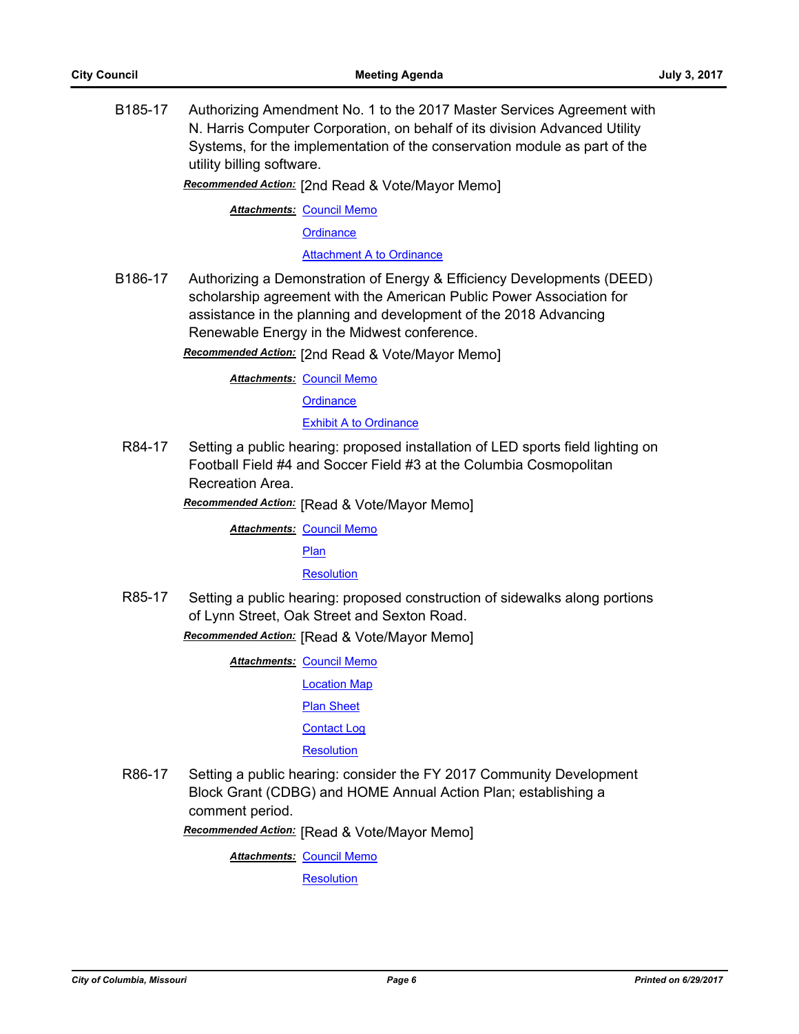**B185-17** Authorizing Amendment No. 1 to the 2017 Master Services Agreement with N. Harris Computer Corporation, on behalf of its division Advanced Utility Systems, for the implementation of the conservation module as part of the utility billing software.

***Recommended Action:*** [2nd Read & Vote/Mayor Memo]

***Attachments:*** Council Memo
Ordinance
Attachment A to Ordinance

**B186-17** Authorizing a Demonstration of Energy & Efficiency Developments (DEED) scholarship agreement with the American Public Power Association for assistance in the planning and development of the 2018 Advancing Renewable Energy in the Midwest conference.

***Recommended Action:*** [2nd Read & Vote/Mayor Memo]

***Attachments:*** Council Memo
Ordinance
Exhibit A to Ordinance

**R84-17** Setting a public hearing: proposed installation of LED sports field lighting on Football Field #4 and Soccer Field #3 at the Columbia Cosmopolitan Recreation Area.

***Recommended Action:*** [Read & Vote/Mayor Memo]

***Attachments:*** Council Memo
Plan
Resolution

**R85-17** Setting a public hearing: proposed construction of sidewalks along portions of Lynn Street, Oak Street and Sexton Road.

***Recommended Action:*** [Read & Vote/Mayor Memo]

***Attachments:*** Council Memo
Location Map
Plan Sheet
Contact Log
Resolution

**R86-17** Setting a public hearing: consider the FY 2017 Community Development Block Grant (CDBG) and HOME Annual Action Plan; establishing a comment period.

***Recommended Action:*** [Read & Vote/Mayor Memo]

***Attachments:*** Council Memo
Resolution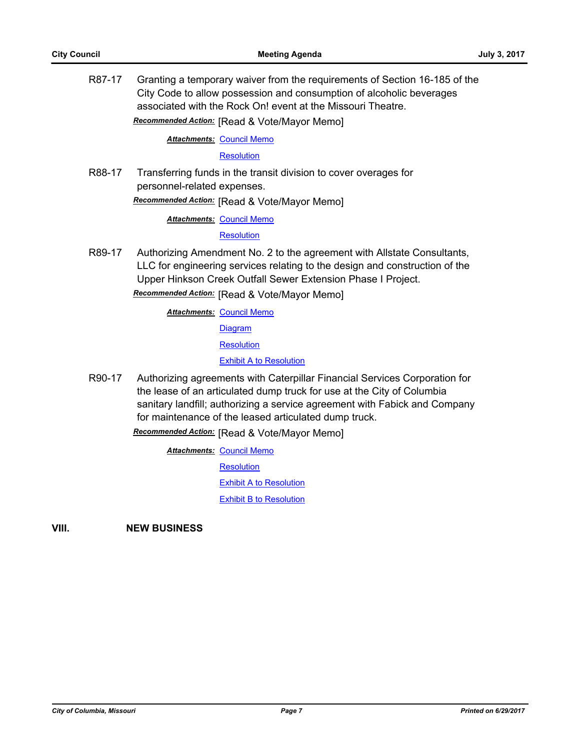R87-17 Granting a temporary waiver from the requirements of Section 16-185 of the City Code to allow possession and consumption of alcoholic beverages associated with the Rock On! event at the Missouri Theatre.

***Recommended Action:*** [Read & Vote/Mayor Memo]

***Attachments:*** Council Memo
Resolution

R88-17 Transferring funds in the transit division to cover overages for personnel-related expenses.

***Recommended Action:*** [Read & Vote/Mayor Memo]

***Attachments:*** Council Memo
Resolution

R89-17 Authorizing Amendment No. 2 to the agreement with Allstate Consultants, LLC for engineering services relating to the design and construction of the Upper Hinkson Creek Outfall Sewer Extension Phase I Project.

***Recommended Action:*** [Read & Vote/Mayor Memo]

***Attachments:*** Council Memo
Diagram
Resolution
Exhibit A to Resolution

R90-17 Authorizing agreements with Caterpillar Financial Services Corporation for the lease of an articulated dump truck for use at the City of Columbia sanitary landfill; authorizing a service agreement with Fabick and Company for maintenance of the leased articulated dump truck.

***Recommended Action:*** [Read & Vote/Mayor Memo]

***Attachments:*** Council Memo
Resolution
Exhibit A to Resolution
Exhibit B to Resolution

## VIII. NEW BUSINESS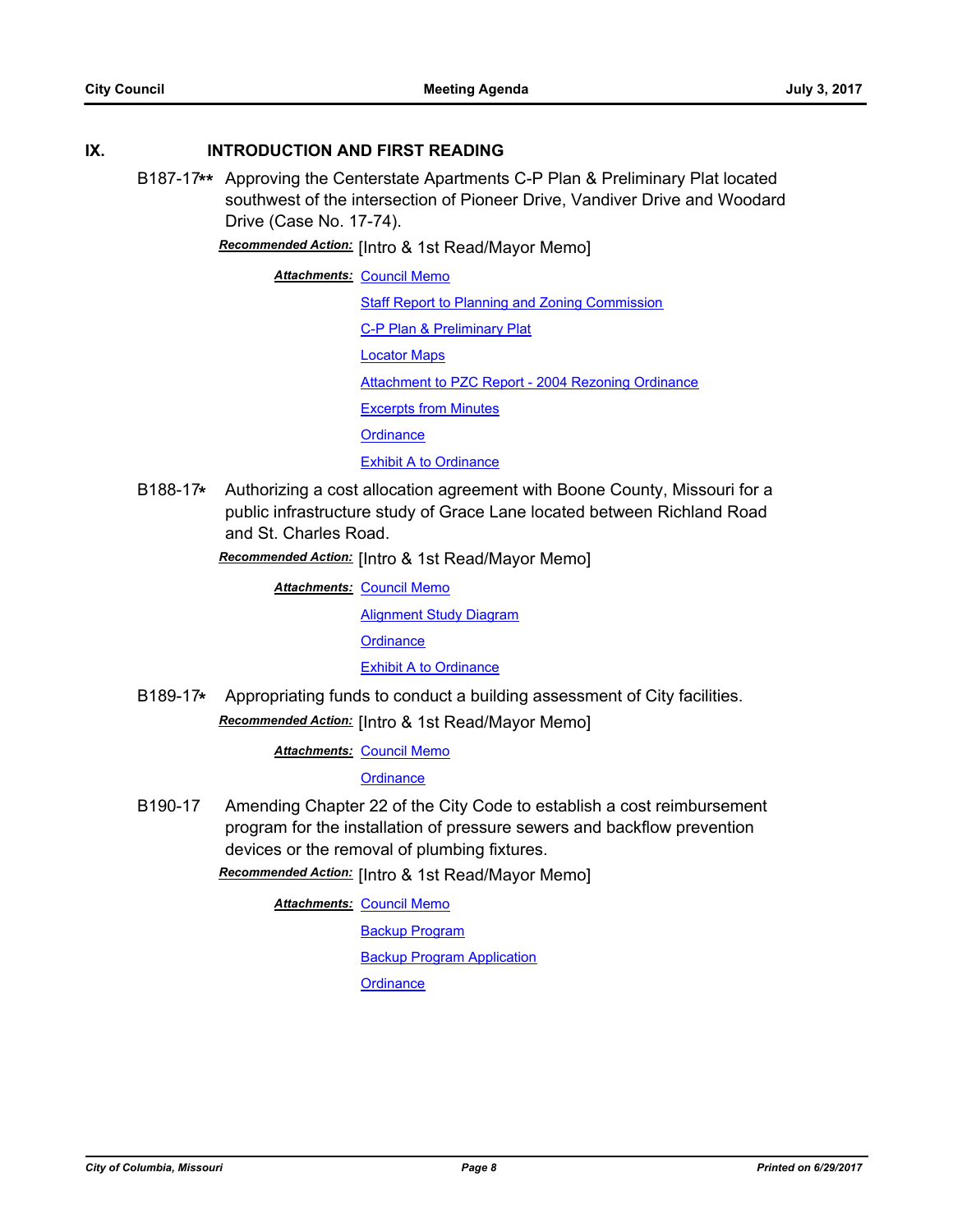## IX. INTRODUCTION AND FIRST READING

**B187-17**** Approving the Centerstate Apartments C-P Plan & Preliminary Plat located southwest of the intersection of Pioneer Drive, Vandiver Drive and Woodard Drive (Case No. 17-74).

***Recommended Action:*** [Intro & 1st Read/Mayor Memo]

***Attachments:*** Council Memo
Staff Report to Planning and Zoning Commission
C-P Plan & Preliminary Plat
Locator Maps
Attachment to PZC Report - 2004 Rezoning Ordinance
Excerpts from Minutes
Ordinance
Exhibit A to Ordinance

**B188-17*** Authorizing a cost allocation agreement with Boone County, Missouri for a public infrastructure study of Grace Lane located between Richland Road and St. Charles Road.

***Recommended Action:*** [Intro & 1st Read/Mayor Memo]

***Attachments:*** Council Memo
Alignment Study Diagram
Ordinance
Exhibit A to Ordinance

**B189-17*** Appropriating funds to conduct a building assessment of City facilities.

***Recommended Action:*** [Intro & 1st Read/Mayor Memo]

***Attachments:*** Council Memo
Ordinance

**B190-17** Amending Chapter 22 of the City Code to establish a cost reimbursement program for the installation of pressure sewers and backflow prevention devices or the removal of plumbing fixtures.

***Recommended Action:*** [Intro & 1st Read/Mayor Memo]

***Attachments:*** Council Memo
Backup Program
Backup Program Application
Ordinance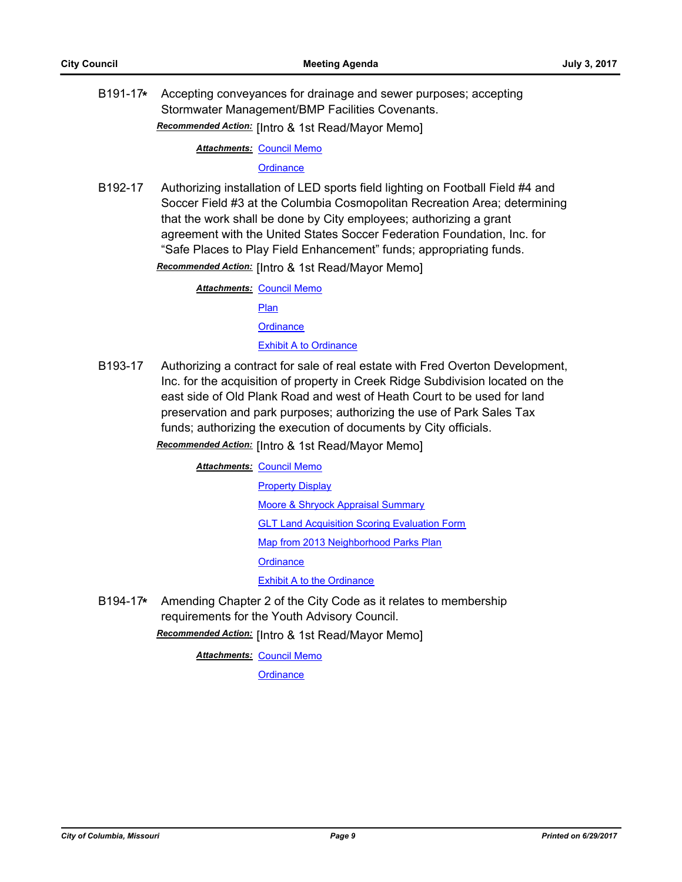B191-17* Accepting conveyances for drainage and sewer purposes; accepting Stormwater Management/BMP Facilities Covenants.

***Recommended Action:*** [Intro & 1st Read/Mayor Memo]

***Attachments:*** Council Memo

Ordinance

B192-17 Authorizing installation of LED sports field lighting on Football Field #4 and Soccer Field #3 at the Columbia Cosmopolitan Recreation Area; determining that the work shall be done by City employees; authorizing a grant agreement with the United States Soccer Federation Foundation, Inc. for "Safe Places to Play Field Enhancement" funds; appropriating funds.

***Recommended Action:*** [Intro & 1st Read/Mayor Memo]

***Attachments:*** Council Memo

Plan

Ordinance

Exhibit A to Ordinance

B193-17 Authorizing a contract for sale of real estate with Fred Overton Development, Inc. for the acquisition of property in Creek Ridge Subdivision located on the east side of Old Plank Road and west of Heath Court to be used for land preservation and park purposes; authorizing the use of Park Sales Tax funds; authorizing the execution of documents by City officials.

***Recommended Action:*** [Intro & 1st Read/Mayor Memo]

***Attachments:*** Council Memo

Property Display

Moore & Shryock Appraisal Summary

GLT Land Acquisition Scoring Evaluation Form

Map from 2013 Neighborhood Parks Plan

Ordinance

Exhibit A to the Ordinance

B194-17* Amending Chapter 2 of the City Code as it relates to membership requirements for the Youth Advisory Council.

***Recommended Action:*** [Intro & 1st Read/Mayor Memo]

***Attachments:*** Council Memo

Ordinance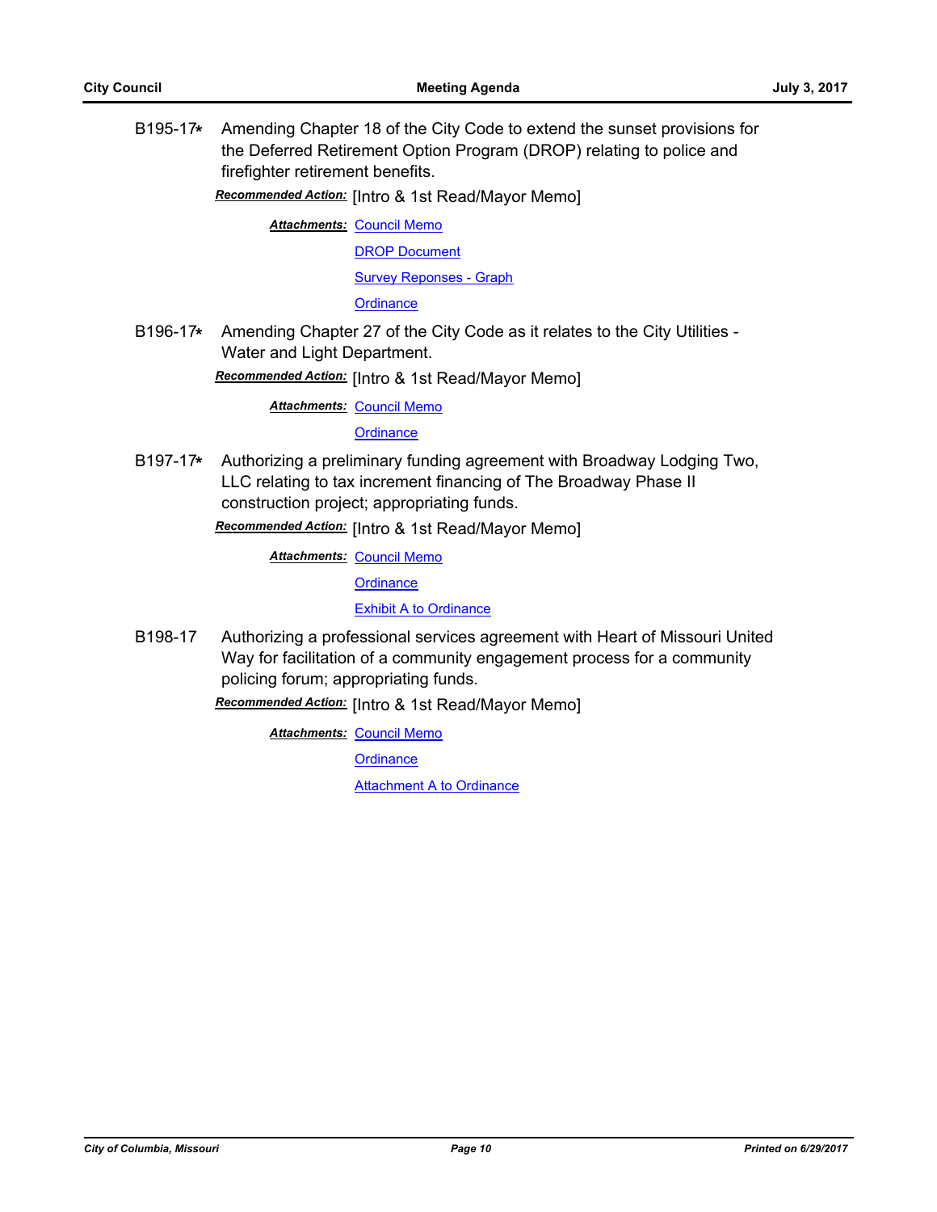B195-17* Amending Chapter 18 of the City Code to extend the sunset provisions for the Deferred Retirement Option Program (DROP) relating to police and firefighter retirement benefits.

***Recommended Action:*** [Intro & 1st Read/Mayor Memo]

***Attachments:*** Council Memo
DROP Document
Survey Reponses - Graph
Ordinance

B196-17* Amending Chapter 27 of the City Code as it relates to the City Utilities - Water and Light Department.

***Recommended Action:*** [Intro & 1st Read/Mayor Memo]

***Attachments:*** Council Memo
Ordinance

B197-17* Authorizing a preliminary funding agreement with Broadway Lodging Two, LLC relating to tax increment financing of The Broadway Phase II construction project; appropriating funds.

***Recommended Action:*** [Intro & 1st Read/Mayor Memo]

***Attachments:*** Council Memo
Ordinance
Exhibit A to Ordinance

B198-17 Authorizing a professional services agreement with Heart of Missouri United Way for facilitation of a community engagement process for a community policing forum; appropriating funds.

***Recommended Action:*** [Intro & 1st Read/Mayor Memo]

***Attachments:*** Council Memo
Ordinance
Attachment A to Ordinance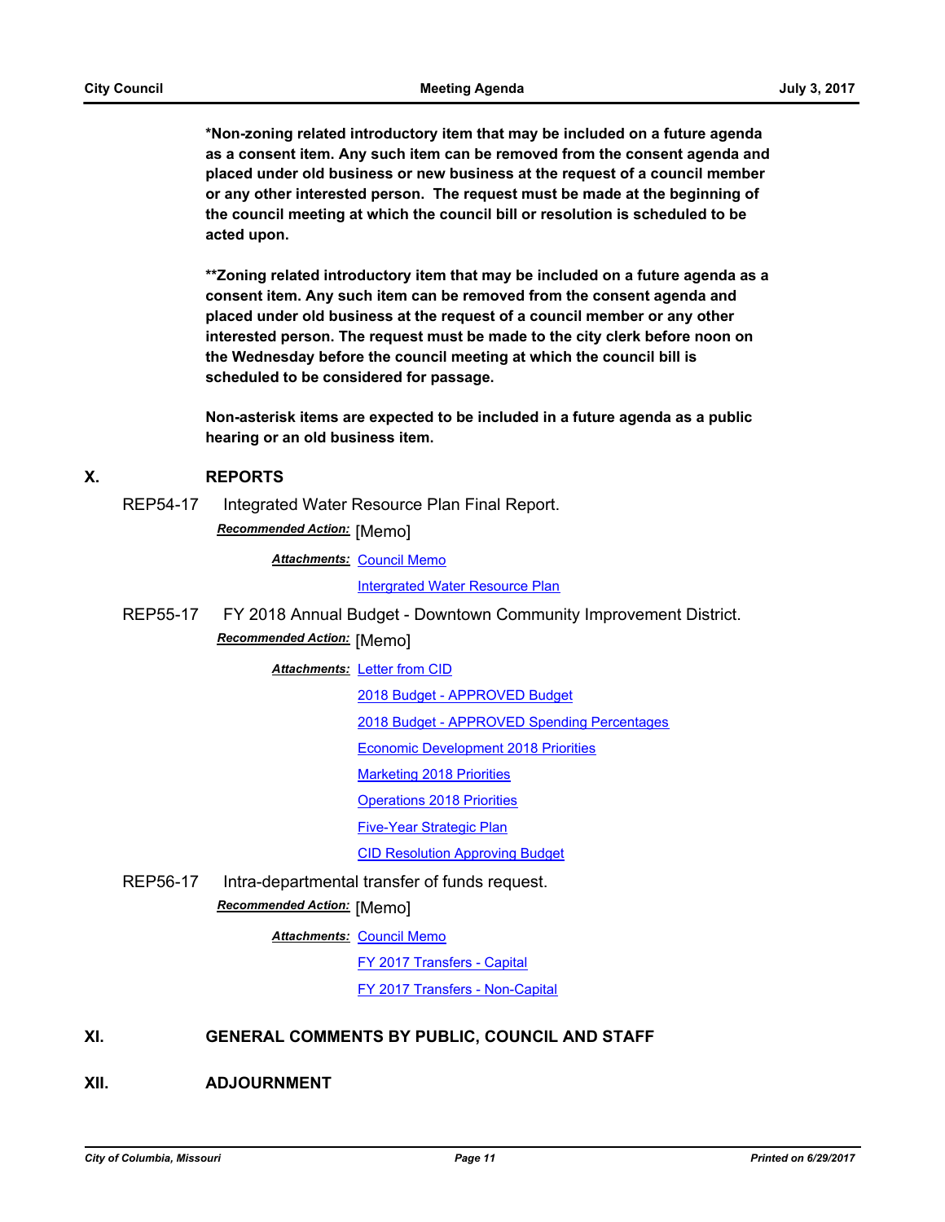**\*Non-zoning related introductory item that may be included on a future agenda as a consent item. Any such item can be removed from the consent agenda and placed under old business or new business at the request of a council member or any other interested person. The request must be made at the beginning of the council meeting at which the council bill or resolution is scheduled to be acted upon.**

**\*\*Zoning related introductory item that may be included on a future agenda as a consent item. Any such item can be removed from the consent agenda and placed under old business at the request of a council member or any other interested person. The request must be made to the city clerk before noon on the Wednesday before the council meeting at which the council bill is scheduled to be considered for passage.**

**Non-asterisk items are expected to be included in a future agenda as a public hearing or an old business item.**

## X. REPORTS

REP54-17 Integrated Water Resource Plan Final Report.

***Recommended Action:*** [Memo]

***Attachments:*** Council Memo
Intergrated Water Resource Plan

REP55-17 FY 2018 Annual Budget - Downtown Community Improvement District.

***Recommended Action:*** [Memo]

***Attachments:*** Letter from CID
2018 Budget - APPROVED Budget
2018 Budget - APPROVED Spending Percentages
Economic Development 2018 Priorities
Marketing 2018 Priorities
Operations 2018 Priorities
Five-Year Strategic Plan
CID Resolution Approving Budget

REP56-17 Intra-departmental transfer of funds request.

***Recommended Action:*** [Memo]

***Attachments:*** Council Memo
FY 2017 Transfers - Capital
FY 2017 Transfers - Non-Capital

## XI. GENERAL COMMENTS BY PUBLIC, COUNCIL AND STAFF

## XII. ADJOURNMENT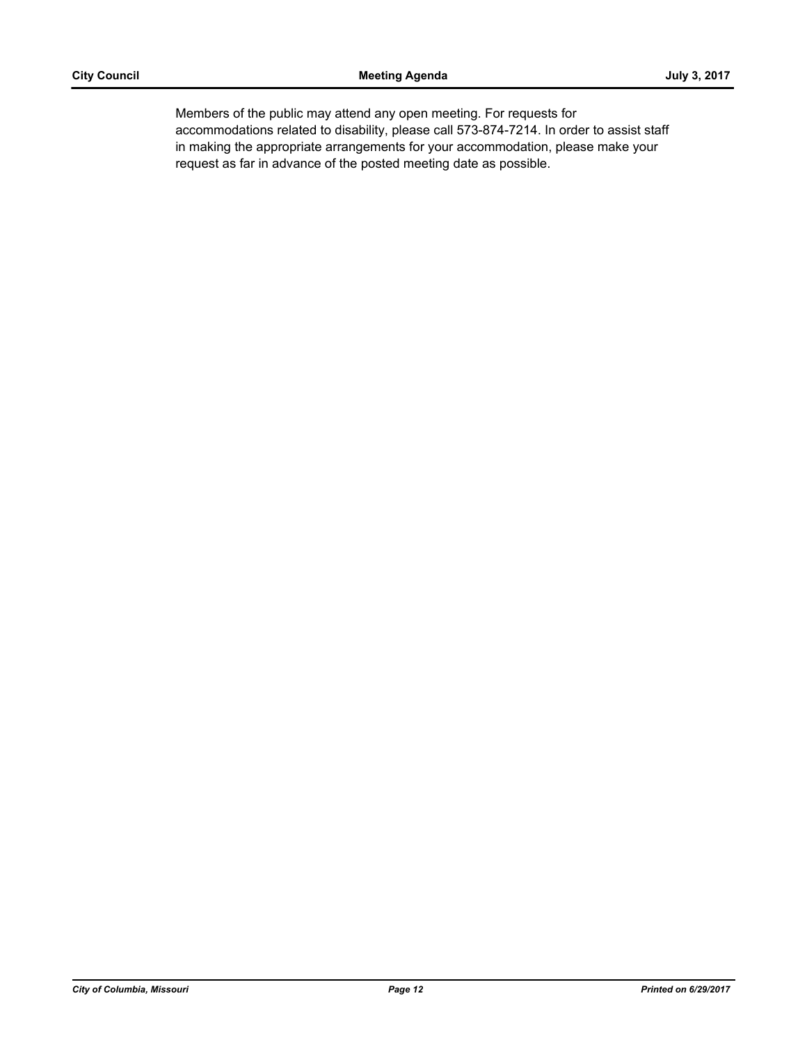Members of the public may attend any open meeting. For requests for accommodations related to disability, please call 573-874-7214. In order to assist staff in making the appropriate arrangements for your accommodation, please make your request as far in advance of the posted meeting date as possible.